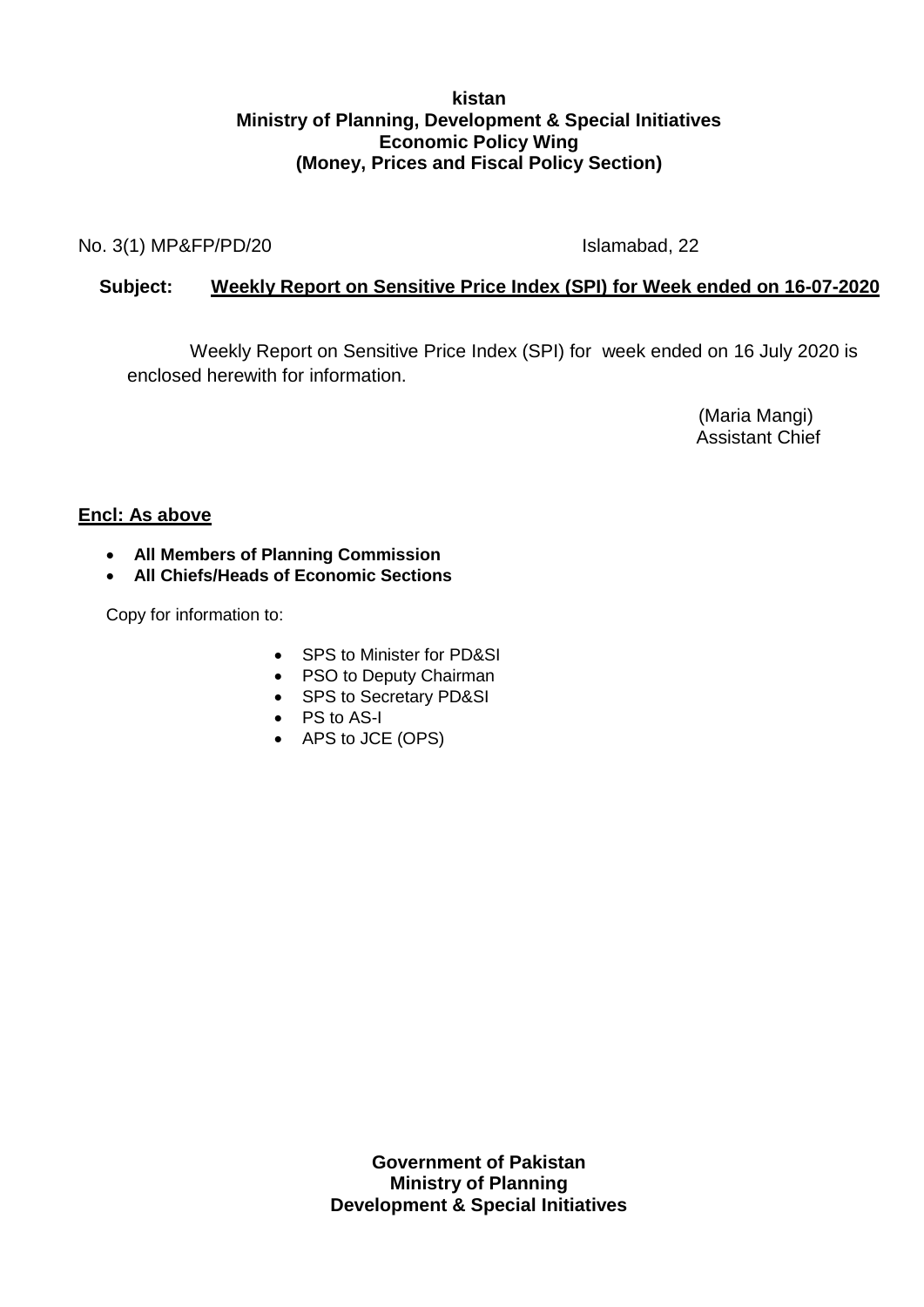**kistan**
**Ministry of Planning, Development & Special Initiatives**
**Economic Policy Wing**
**(Money, Prices and Fiscal Policy Section)**

No. 3(1) MP&FP/PD/20 Islamabad, 22

**Subject:** **<u>Weekly Report on Sensitive Price Index (SPI) for Week ended on 16-07-2020</u>**

Weekly Report on Sensitive Price Index (SPI) for week ended on 16 July 2020 is enclosed herewith for information.

(Maria Mangi)
Assistant Chief

**<u>Encl: As above</u>**

- **All Members of Planning Commission**
- **All Chiefs/Heads of Economic Sections**

Copy for information to:

- SPS to Minister for PD&SI
- PSO to Deputy Chairman
- SPS to Secretary PD&SI
- PS to AS-I
- APS to JCE (OPS)

**Government of Pakistan**
**Ministry of Planning**
**Development & Special Initiatives**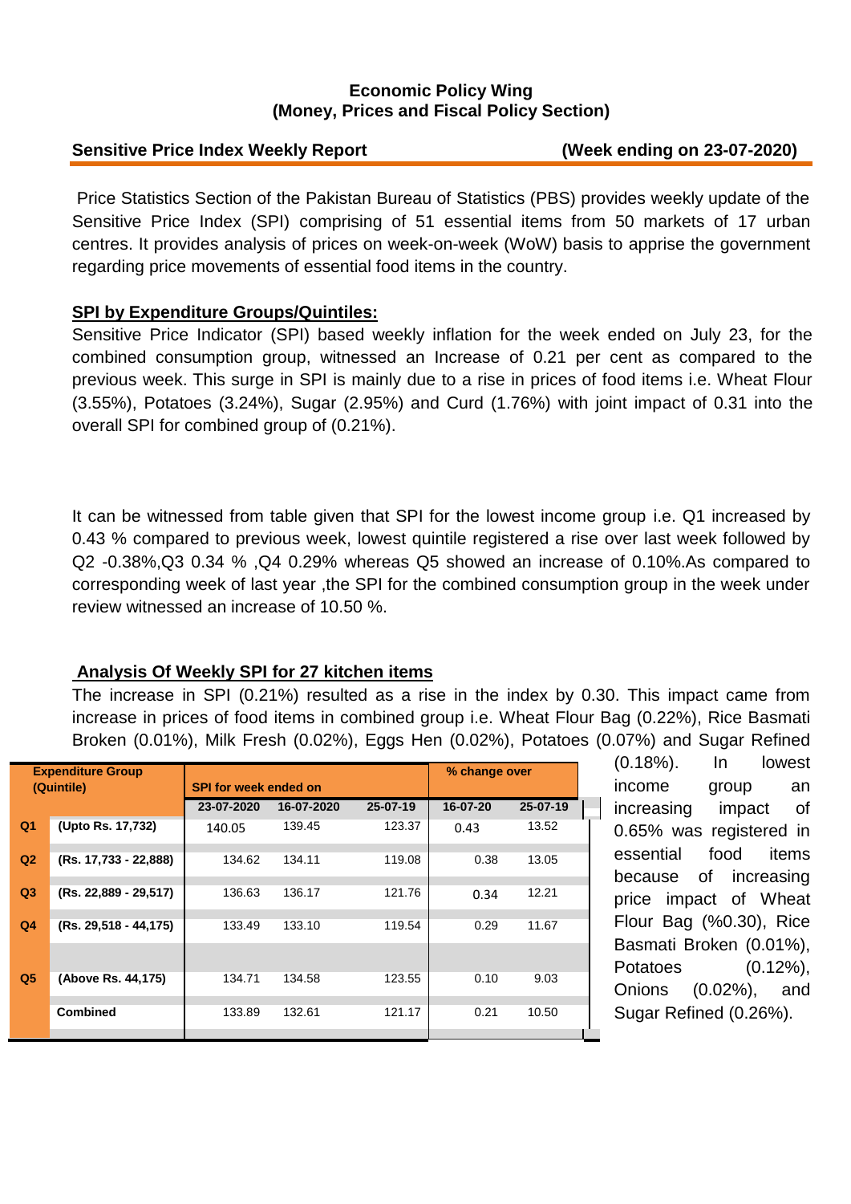**Economic Policy Wing**
**(Money, Prices and Fiscal Policy Section)**

**Sensitive Price Index Weekly Report** **(Week ending on 23-07-2020)**

Price Statistics Section of the Pakistan Bureau of Statistics (PBS) provides weekly update of the Sensitive Price Index (SPI) comprising of 51 essential items from 50 markets of 17 urban centres. It provides analysis of prices on week-on-week (WoW) basis to apprise the government regarding price movements of essential food items in the country.

**SPI by Expenditure Groups/Quintiles:**

Sensitive Price Indicator (SPI) based weekly inflation for the week ended on July 23, for the combined consumption group, witnessed an Increase of 0.21 per cent as compared to the previous week. This surge in SPI is mainly due to a rise in prices of food items i.e. Wheat Flour (3.55%), Potatoes (3.24%), Sugar (2.95%) and Curd (1.76%) with joint impact of 0.31 into the overall SPI for combined group of (0.21%).

It can be witnessed from table given that SPI for the lowest income group i.e. Q1 increased by 0.43 % compared to previous week, lowest quintile registered a rise over last week followed by Q2 -0.38%,Q3 0.34 % ,Q4 0.29% whereas Q5 showed an increase of 0.10%.As compared to corresponding week of last year ,the SPI for the combined consumption group in the week under review witnessed an increase of 10.50 %.

**Analysis Of Weekly SPI for 27 kitchen items**

The increase in SPI (0.21%) resulted as a rise in the index by 0.30. This impact came from increase in prices of food items in combined group i.e. Wheat Flour Bag (0.22%), Rice Basmati Broken (0.01%), Milk Fresh (0.02%), Eggs Hen (0.02%), Potatoes (0.07%) and Sugar Refined (0.18%). In lowest income group an increasing impact of 0.65% was registered in essential food items because of increasing price impact of Wheat Flour Bag (%0.30), Rice Basmati Broken (0.01%), Potatoes (0.12%), Onions (0.02%), and Sugar Refined (0.26%).

| Expenditure Group (Quintile) | | SPI for week ended on | | | % change over | |
|---|---|---|---|---|---|---|
| | | 23-07-2020 | 16-07-2020 | 25-07-19 | 16-07-20 | 25-07-19 |
| Q1 | (Upto Rs. 17,732) | 140.05 | 139.45 | 123.37 | 0.43 | 13.52 |
| Q2 | (Rs. 17,733 - 22,888) | 134.62 | 134.11 | 119.08 | 0.38 | 13.05 |
| Q3 | (Rs. 22,889 - 29,517) | 136.63 | 136.17 | 121.76 | 0.34 | 12.21 |
| Q4 | (Rs. 29,518 - 44,175) | 133.49 | 133.10 | 119.54 | 0.29 | 11.67 |
| Q5 | (Above Rs. 44,175) | 134.71 | 134.58 | 123.55 | 0.10 | 9.03 |
| | Combined | 133.89 | 132.61 | 121.17 | 0.21 | 10.50 |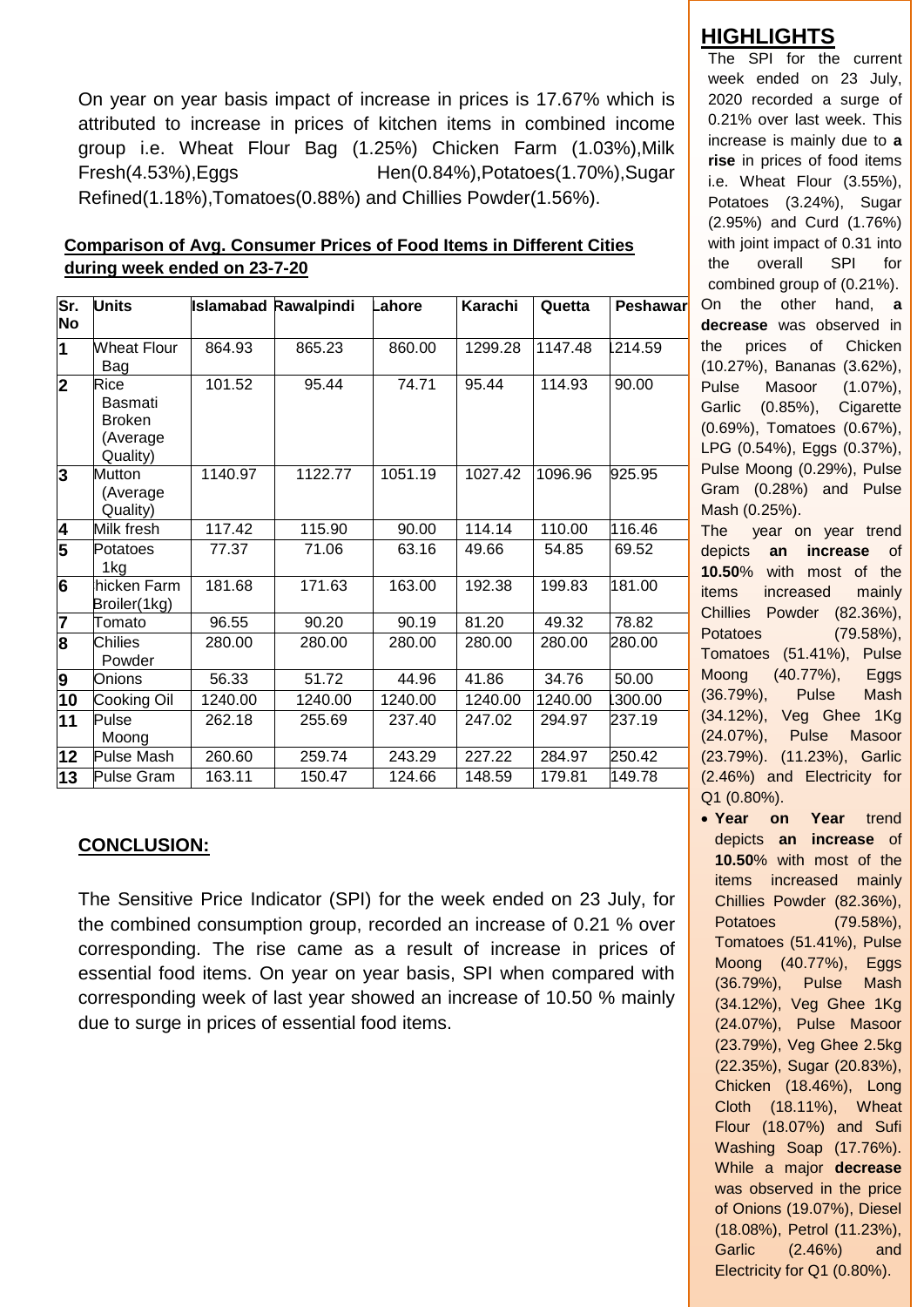On year on year basis impact of increase in prices is 17.67% which is attributed to increase in prices of kitchen items in combined income group i.e. Wheat Flour Bag (1.25%) Chicken Farm (1.03%),Milk Fresh(4.53%),Eggs Hen(0.84%),Potatoes(1.70%),Sugar Refined(1.18%),Tomatoes(0.88%) and Chillies Powder(1.56%).

**Comparison of Avg. Consumer Prices of Food Items in Different Cities during week ended on 23-7-20**

| Sr. No | Units | Islamabad | Rawalpindi | Lahore | Karachi | Quetta | Peshawar |
|---|---|---|---|---|---|---|---|
| 1 | Wheat Flour Bag | 864.93 | 865.23 | 860.00 | 1299.28 | 1147.48 | 1214.59 |
| 2 | Rice Basmati Broken (Average Quality) | 101.52 | 95.44 | 74.71 | 95.44 | 114.93 | 90.00 |
| 3 | Mutton (Average Quality) | 1140.97 | 1122.77 | 1051.19 | 1027.42 | 1096.96 | 925.95 |
| 4 | Milk fresh | 117.42 | 115.90 | 90.00 | 114.14 | 110.00 | 116.46 |
| 5 | Potatoes 1kg | 77.37 | 71.06 | 63.16 | 49.66 | 54.85 | 69.52 |
| 6 | Chicken Farm Broiler(1kg) | 181.68 | 171.63 | 163.00 | 192.38 | 199.83 | 181.00 |
| 7 | Tomato | 96.55 | 90.20 | 90.19 | 81.20 | 49.32 | 78.82 |
| 8 | Chilies Powder | 280.00 | 280.00 | 280.00 | 280.00 | 280.00 | 280.00 |
| 9 | Onions | 56.33 | 51.72 | 44.96 | 41.86 | 34.76 | 50.00 |
| 10 | Cooking Oil | 1240.00 | 1240.00 | 1240.00 | 1240.00 | 1240.00 | 1300.00 |
| 11 | Pulse Moong | 262.18 | 255.69 | 237.40 | 247.02 | 294.97 | 237.19 |
| 12 | Pulse Mash | 260.60 | 259.74 | 243.29 | 227.22 | 284.97 | 250.42 |
| 13 | Pulse Gram | 163.11 | 150.47 | 124.66 | 148.59 | 179.81 | 149.78 |

## CONCLUSION:

The Sensitive Price Indicator (SPI) for the week ended on 23 July, for the combined consumption group, recorded an increase of 0.21 % over corresponding. The rise came as a result of increase in prices of essential food items. On year on year basis, SPI when compared with corresponding week of last year showed an increase of 10.50 % mainly due to surge in prices of essential food items.

## HIGHLIGHTS

The SPI for the current week ended on 23 July, 2020 recorded a surge of 0.21% over last week. This increase is mainly due to **a rise** in prices of food items i.e. Wheat Flour (3.55%), Potatoes (3.24%), Sugar (2.95%) and Curd (1.76%) with joint impact of 0.31 into the overall SPI for combined group of (0.21%).

On the other hand, **a decrease** was observed in the prices of Chicken (10.27%), Bananas (3.62%), Pulse Masoor (1.07%), Garlic (0.85%), Cigarette (0.69%), Tomatoes (0.67%), LPG (0.54%), Eggs (0.37%), Pulse Moong (0.29%), Pulse Gram (0.28%) and Pulse Mash (0.25%).

The year on year trend depicts **an increase** of **10.50**% with most of the items increased mainly Chillies Powder (82.36%), Potatoes (79.58%), Tomatoes (51.41%), Pulse Moong (40.77%), Eggs (36.79%), Pulse Mash (34.12%), Veg Ghee 1Kg (24.07%), Pulse Masoor (23.79%). (11.23%), Garlic (2.46%) and Electricity for Q1 (0.80%).

- **Year on Year** trend depicts **an increase** of **10.50**% with most of the items increased mainly Chillies Powder (82.36%), Potatoes (79.58%), Tomatoes (51.41%), Pulse Moong (40.77%), Eggs (36.79%), Pulse Mash (34.12%), Veg Ghee 1Kg (24.07%), Pulse Masoor (23.79%), Veg Ghee 2.5kg (22.35%), Sugar (20.83%), Chicken (18.46%), Long Cloth (18.11%), Wheat Flour (18.07%) and Sufi Washing Soap (17.76%). While a major **decrease** was observed in the price of Onions (19.07%), Diesel (18.08%), Petrol (11.23%), Garlic (2.46%) and Electricity for Q1 (0.80%).